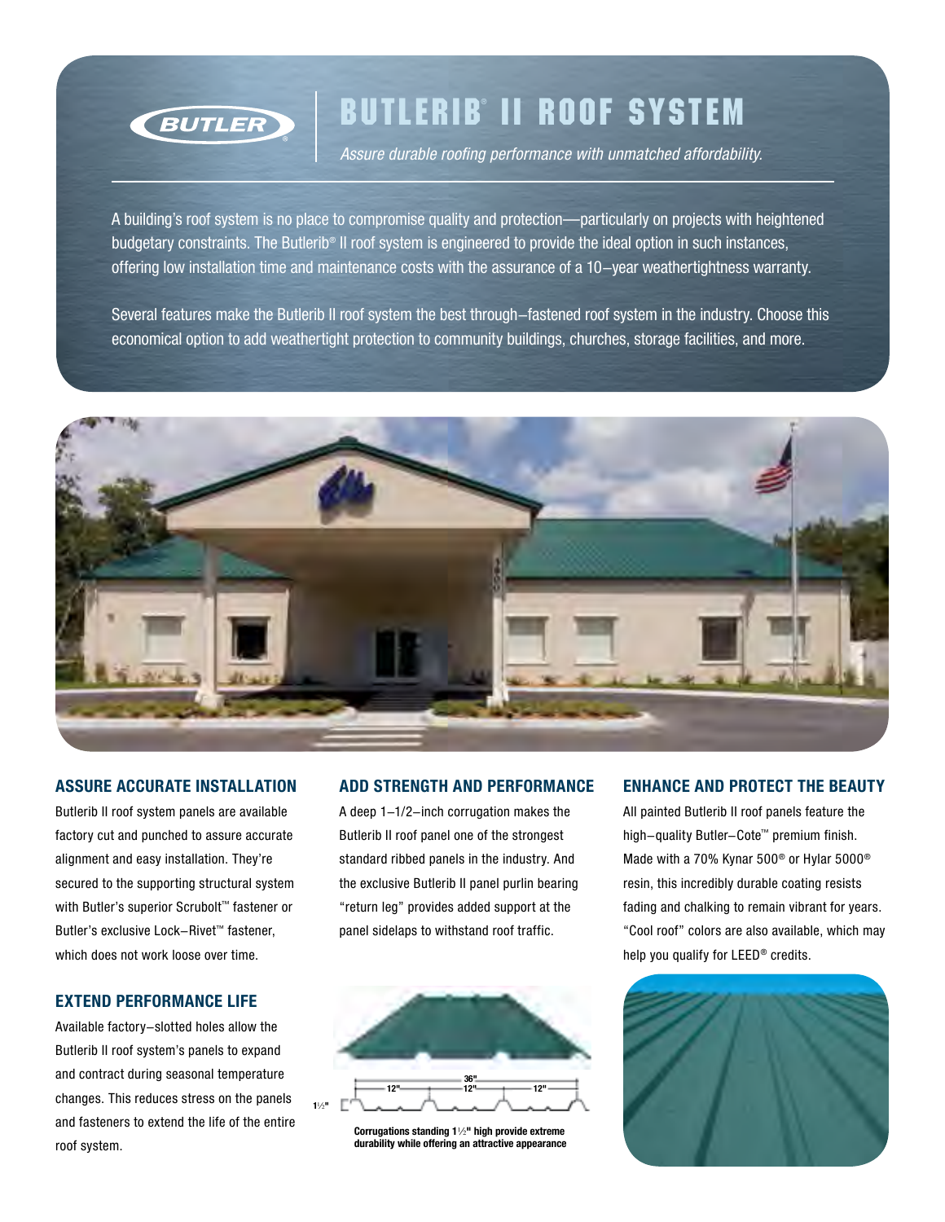# BUTLERIB® II ROOF SYSTEM

*Assure durable roofing performance with unmatched affordability.*

A building's roof system is no place to compromise quality and protection—particularly on projects with heightened budgetary constraints. The Butlerib® II roof system is engineered to provide the ideal option in such instances, offering low installation time and maintenance costs with the assurance of a 10–year weathertightness warranty.

Several features make the Butlerib II roof system the best through–fastened roof system in the industry. Choose this economical option to add weathertight protection to community buildings, churches, storage facilities, and more.

## ASSURE ACCURATE INSTALLATION

Butlerib II roof system panels are available factory cut and punched to assure accurate alignment and easy installation. They're secured to the supporting structural system with Butler's superior Scrubolt™ fastener or Butler's exclusive Lock–Rivet™ fastener, which does not work loose over time.

## EXTEND PERFORMANCE LIFE

Available factory–slotted holes allow the Butlerib II roof system's panels to expand and contract during seasonal temperature changes. This reduces stress on the panels and fasteners to extend the life of the entire roof system.

## ADD STRENGTH AND PERFORMANCE

A deep 1–1/2–inch corrugation makes the Butlerib II roof panel one of the strongest standard ribbed panels in the industry. And the exclusive Butlerib II panel purlin bearing "return leg" provides added support at the panel sidelaps to withstand roof traffic.

36" | 12" | 12" | 12" | 1½"

**Corrugations standing 1½" high provide extreme durability while offering an attractive appearance**

## ENHANCE AND PROTECT THE BEAUTY

All painted Butlerib II roof panels feature the high–quality Butler–Cote™ premium finish. Made with a 70% Kynar 500® or Hylar 5000® resin, this incredibly durable coating resists fading and chalking to remain vibrant for years. "Cool roof" colors are also available, which may help you qualify for LEED® credits.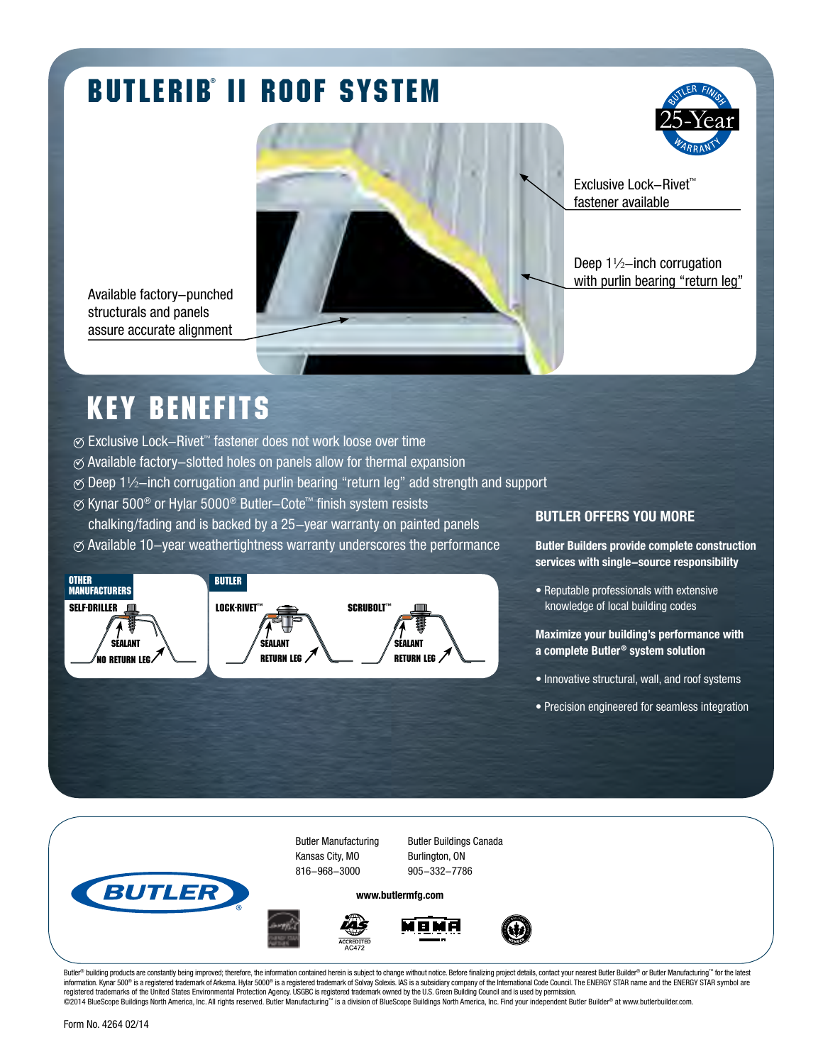# BUTLERIB® II ROOF SYSTEM

25-Year BUTLER FINISH WARRANTY

Exclusive Lock–Rivet™ fastener available

Deep 1½–inch corrugation with purlin bearing "return leg"

Available factory–punched structurals and panels assure accurate alignment

## KEY BENEFITS

- Exclusive Lock–Rivet™ fastener does not work loose over time
- Available factory–slotted holes on panels allow for thermal expansion
- Deep 1½–inch corrugation and purlin bearing "return leg" add strength and support
- Kynar 500® or Hylar 5000® Butler–Cote™ finish system resists chalking/fading and is backed by a 25–year warranty on painted panels
- Available 10–year weathertightness warranty underscores the performance

OTHER MANUFACTURERS

SELF-DRILLER

SEALANT

NO RETURN LEG

BUTLER

LOCK-RIVET™

SEALANT

RETURN LEG

SCRUBOLT™

SEALANT

RETURN LEG

### BUTLER OFFERS YOU MORE

**Butler Builders provide complete construction services with single–source responsibility**

- Reputable professionals with extensive knowledge of local building codes

**Maximize your building's performance with a complete Butler® system solution**

- Innovative structural, wall, and roof systems
- Precision engineered for seamless integration

BUTLER®

Butler Manufacturing
Kansas City, MO
816–968–3000

Butler Buildings Canada
Burlington, ON
905–332–7786

www.butlermfg.com

IAS ACCREDITED AC472

MBMA

Butler® building products are constantly being improved; therefore, the information contained herein is subject to change without notice. Before finalizing project details, contact your nearest Butler Builder® or Butler Manufacturing™ for the latest information. Kynar 500® is a registered trademark of Arkema. Hylar 5000® is a registered trademark of Solvay Solexis. IAS is a subsidiary company of the International Code Council. The ENERGY STAR name and the ENERGY STAR symbol are registered trademarks of the United States Environmental Protection Agency. USGBC is registered trademark owned by the U.S. Green Building Council and is used by permission.
©2014 BlueScope Buildings North America, Inc. All rights reserved. Butler Manufacturing™ is a division of BlueScope Buildings North America, Inc. Find your independent Butler Builder® at www.butlerbuilder.com.

Form No. 4264 02/14